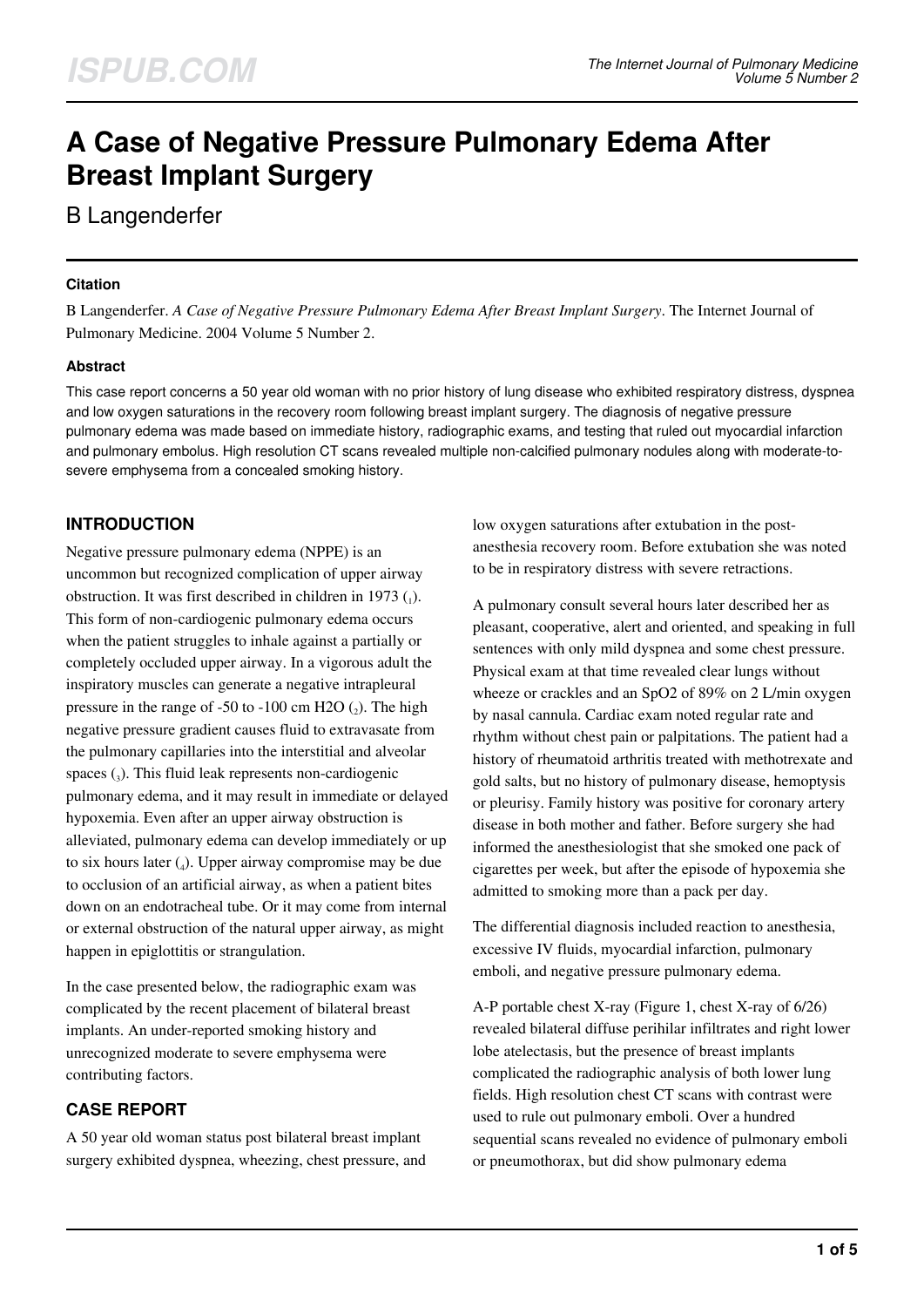# A Case of Negative Pressure Pulmonary Edema After Breast Implant Surgery

B Langenderfer

### Citation

B Langenderfer. *A Case of Negative Pressure Pulmonary Edema After Breast Implant Surgery*. The Internet Journal of Pulmonary Medicine. 2004 Volume 5 Number 2.

### Abstract

This case report concerns a 50 year old woman with no prior history of lung disease who exhibited respiratory distress, dyspnea and low oxygen saturations in the recovery room following breast implant surgery. The diagnosis of negative pressure pulmonary edema was made based on immediate history, radiographic exams, and testing that ruled out myocardial infarction and pulmonary embolus. High resolution CT scans revealed multiple non-calcified pulmonary nodules along with moderate-to-severe emphysema from a concealed smoking history.

## INTRODUCTION

Negative pressure pulmonary edema (NPPE) is an uncommon but recognized complication of upper airway obstruction. It was first described in children in 1973 (1). This form of non-cardiogenic pulmonary edema occurs when the patient struggles to inhale against a partially or completely occluded upper airway. In a vigorous adult the inspiratory muscles can generate a negative intrapleural pressure in the range of -50 to -100 cm $H_2O$ (2). The high negative pressure gradient causes fluid to extravasate from the pulmonary capillaries into the interstitial and alveolar spaces (3). This fluid leak represents non-cardiogenic pulmonary edema, and it may result in immediate or delayed hypoxemia. Even after an upper airway obstruction is alleviated, pulmonary edema can develop immediately or up to six hours later (4). Upper airway compromise may be due to occlusion of an artificial airway, as when a patient bites down on an endotracheal tube. Or it may come from internal or external obstruction of the natural upper airway, as might happen in epiglottitis or strangulation.

In the case presented below, the radiographic exam was complicated by the recent placement of bilateral breast implants. An under-reported smoking history and unrecognized moderate to severe emphysema were contributing factors.

## CASE REPORT

A 50 year old woman status post bilateral breast implant surgery exhibited dyspnea, wheezing, chest pressure, and low oxygen saturations after extubation in the post-anesthesia recovery room. Before extubation she was noted to be in respiratory distress with severe retractions.

A pulmonary consult several hours later described her as pleasant, cooperative, alert and oriented, and speaking in full sentences with only mild dyspnea and some chest pressure. Physical exam at that time revealed clear lungs without wheeze or crackles and an $SpO_2$ of 89% on 2 L/min oxygen by nasal cannula. Cardiac exam noted regular rate and rhythm without chest pain or palpitations. The patient had a history of rheumatoid arthritis treated with methotrexate and gold salts, but no history of pulmonary disease, hemoptysis or pleurisy. Family history was positive for coronary artery disease in both mother and father. Before surgery she had informed the anesthesiologist that she smoked one pack of cigarettes per week, but after the episode of hypoxemia she admitted to smoking more than a pack per day.

The differential diagnosis included reaction to anesthesia, excessive IV fluids, myocardial infarction, pulmonary emboli, and negative pressure pulmonary edema.

A-P portable chest X-ray (Figure 1, chest X-ray of 6/26) revealed bilateral diffuse perihilar infiltrates and right lower lobe atelectasis, but the presence of breast implants complicated the radiographic analysis of both lower lung fields. High resolution chest CT scans with contrast were used to rule out pulmonary emboli. Over a hundred sequential scans revealed no evidence of pulmonary emboli or pneumothorax, but did show pulmonary edema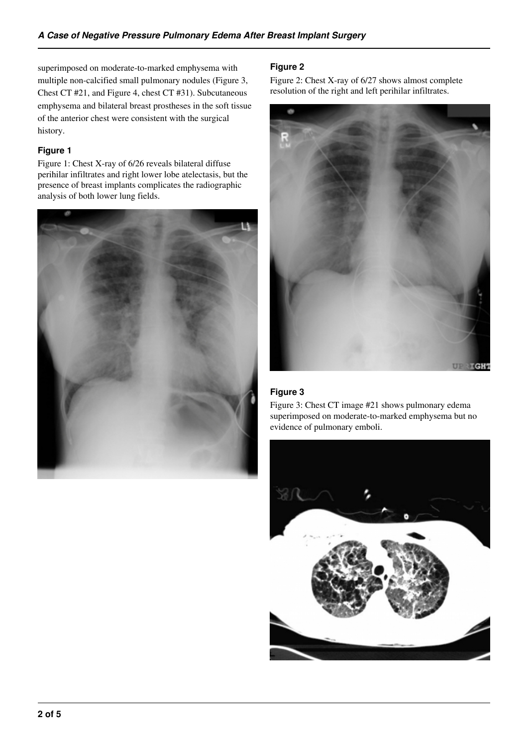superimposed on moderate-to-marked emphysema with multiple non-calcified small pulmonary nodules (Figure 3, Chest CT #21, and Figure 4, chest CT #31). Subcutaneous emphysema and bilateral breast prostheses in the soft tissue of the anterior chest were consistent with the surgical history.

### Figure 1

Figure 1: Chest X-ray of 6/26 reveals bilateral diffuse perihilar infiltrates and right lower lobe atelectasis, but the presence of breast implants complicates the radiographic analysis of both lower lung fields.

### Figure 2

Figure 2: Chest X-ray of 6/27 shows almost complete resolution of the right and left perihilar infiltrates.

### Figure 3

Figure 3: Chest CT image #21 shows pulmonary edema superimposed on moderate-to-marked emphysema but no evidence of pulmonary emboli.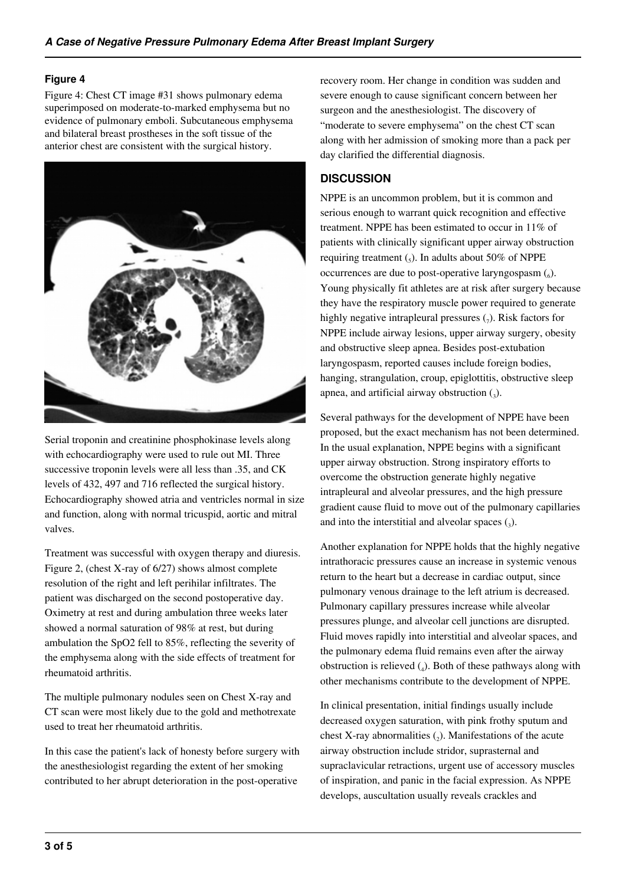### Figure 4

Figure 4: Chest CT image #31 shows pulmonary edema superimposed on moderate-to-marked emphysema but no evidence of pulmonary emboli. Subcutaneous emphysema and bilateral breast prostheses in the soft tissue of the anterior chest are consistent with the surgical history.

Serial troponin and creatinine phosphokinase levels along with echocardiography were used to rule out MI. Three successive troponin levels were all less than .35, and CK levels of 432, 497 and 716 reflected the surgical history. Echocardiography showed atria and ventricles normal in size and function, along with normal tricuspid, aortic and mitral valves.

Treatment was successful with oxygen therapy and diuresis. Figure 2, (chest X-ray of 6/27) shows almost complete resolution of the right and left perihilar infiltrates. The patient was discharged on the second postoperative day. Oximetry at rest and during ambulation three weeks later showed a normal saturation of 98% at rest, but during ambulation the SpO2 fell to 85%, reflecting the severity of the emphysema along with the side effects of treatment for rheumatoid arthritis.

The multiple pulmonary nodules seen on Chest X-ray and CT scan were most likely due to the gold and methotrexate used to treat her rheumatoid arthritis.

In this case the patient's lack of honesty before surgery with the anesthesiologist regarding the extent of her smoking contributed to her abrupt deterioration in the post-operative recovery room. Her change in condition was sudden and severe enough to cause significant concern between her surgeon and the anesthesiologist. The discovery of "moderate to severe emphysema" on the chest CT scan along with her admission of smoking more than a pack per day clarified the differential diagnosis.

## DISCUSSION

NPPE is an uncommon problem, but it is common and serious enough to warrant quick recognition and effective treatment. NPPE has been estimated to occur in 11% of patients with clinically significant upper airway obstruction requiring treatment (5). In adults about 50% of NPPE occurrences are due to post-operative laryngospasm (6). Young physically fit athletes are at risk after surgery because they have the respiratory muscle power required to generate highly negative intrapleural pressures (7). Risk factors for NPPE include airway lesions, upper airway surgery, obesity and obstructive sleep apnea. Besides post-extubation laryngospasm, reported causes include foreign bodies, hanging, strangulation, croup, epiglottitis, obstructive sleep apnea, and artificial airway obstruction (3).

Several pathways for the development of NPPE have been proposed, but the exact mechanism has not been determined. In the usual explanation, NPPE begins with a significant upper airway obstruction. Strong inspiratory efforts to overcome the obstruction generate highly negative intrapleural and alveolar pressures, and the high pressure gradient cause fluid to move out of the pulmonary capillaries and into the interstitial and alveolar spaces (3).

Another explanation for NPPE holds that the highly negative intrathoracic pressures cause an increase in systemic venous return to the heart but a decrease in cardiac output, since pulmonary venous drainage to the left atrium is decreased. Pulmonary capillary pressures increase while alveolar pressures plunge, and alveolar cell junctions are disrupted. Fluid moves rapidly into interstitial and alveolar spaces, and the pulmonary edema fluid remains even after the airway obstruction is relieved (4). Both of these pathways along with other mechanisms contribute to the development of NPPE.

In clinical presentation, initial findings usually include decreased oxygen saturation, with pink frothy sputum and chest X-ray abnormalities (2). Manifestations of the acute airway obstruction include stridor, suprasternal and supraclavicular retractions, urgent use of accessory muscles of inspiration, and panic in the facial expression. As NPPE develops, auscultation usually reveals crackles and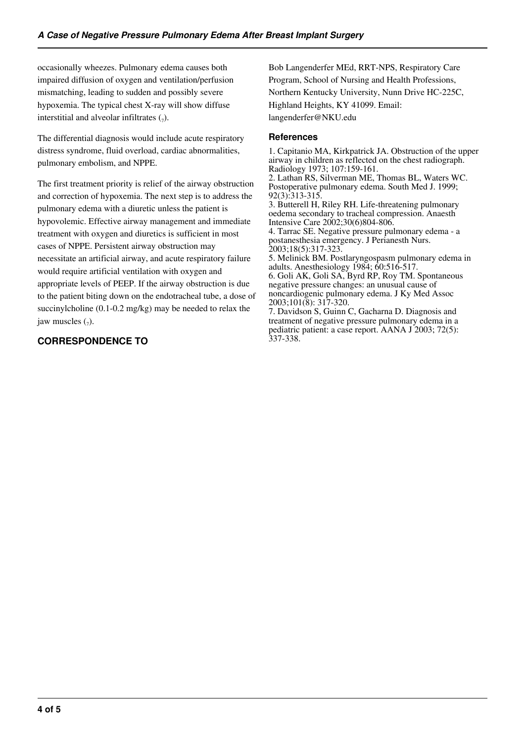occasionally wheezes. Pulmonary edema causes both impaired diffusion of oxygen and ventilation/perfusion mismatching, leading to sudden and possibly severe hypoxemia. The typical chest X-ray will show diffuse interstitial and alveolar infiltrates (7).

The differential diagnosis would include acute respiratory distress syndrome, fluid overload, cardiac abnormalities, pulmonary embolism, and NPPE.

The first treatment priority is relief of the airway obstruction and correction of hypoxemia. The next step is to address the pulmonary edema with a diuretic unless the patient is hypovolemic. Effective airway management and immediate treatment with oxygen and diuretics is sufficient in most cases of NPPE. Persistent airway obstruction may necessitate an artificial airway, and acute respiratory failure would require artificial ventilation with oxygen and appropriate levels of PEEP. If the airway obstruction is due to the patient biting down on the endotracheal tube, a dose of succinylcholine (0.1-0.2 mg/kg) may be needed to relax the jaw muscles (7).

## CORRESPONDENCE TO

Bob Langenderfer MEd, RRT-NPS, Respiratory Care Program, School of Nursing and Health Professions, Northern Kentucky University, Nunn Drive HC-225C, Highland Heights, KY 41099. Email: langenderfer@NKU.edu

## References

1. Capitanio MA, Kirkpatrick JA. Obstruction of the upper airway in children as reflected on the chest radiograph. Radiology 1973; 107:159-161.
2. Lathan RS, Silverman ME, Thomas BL, Waters WC. Postoperative pulmonary edema. South Med J. 1999; 92(3):313-315.
3. Butterell H, Riley RH. Life-threatening pulmonary oedema secondary to tracheal compression. Anaesth Intensive Care 2002;30(6)804-806.
4. Tarrac SE. Negative pressure pulmonary edema - a postanesthesia emergency. J Perianesth Nurs. 2003;18(5):317-323.
5. Melinick BM. Postlaryngospasm pulmonary edema in adults. Anesthesiology 1984; 60:516-517.
6. Goli AK, Goli SA, Byrd RP, Roy TM. Spontaneous negative pressure changes: an unusual cause of noncardiogenic pulmonary edema. J Ky Med Assoc 2003;101(8): 317-320.
7. Davidson S, Guinn C, Gacharna D. Diagnosis and treatment of negative pressure pulmonary edema in a pediatric patient: a case report. AANA J 2003; 72(5): 337-338.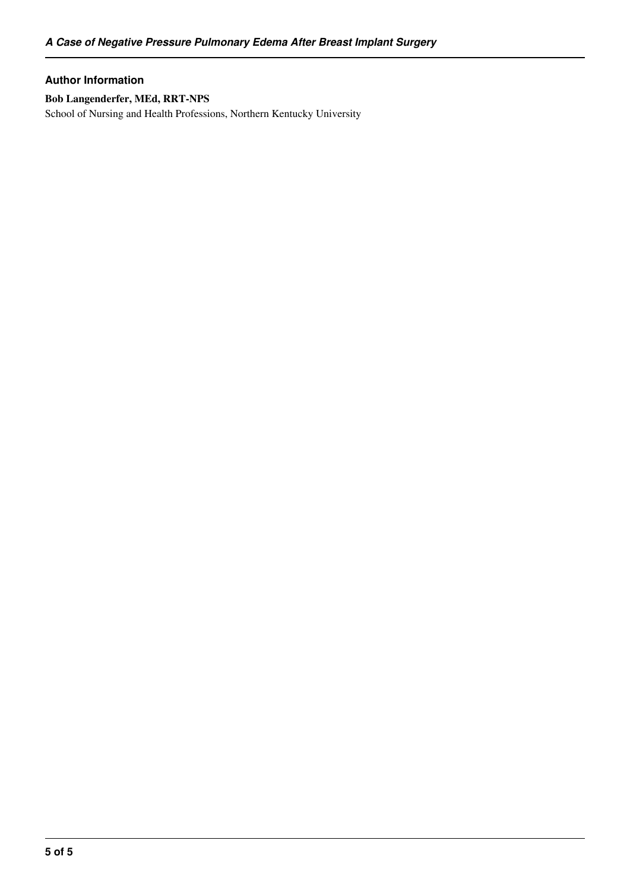### Author Information

**Bob Langenderfer, MEd, RRT-NPS**
School of Nursing and Health Professions, Northern Kentucky University